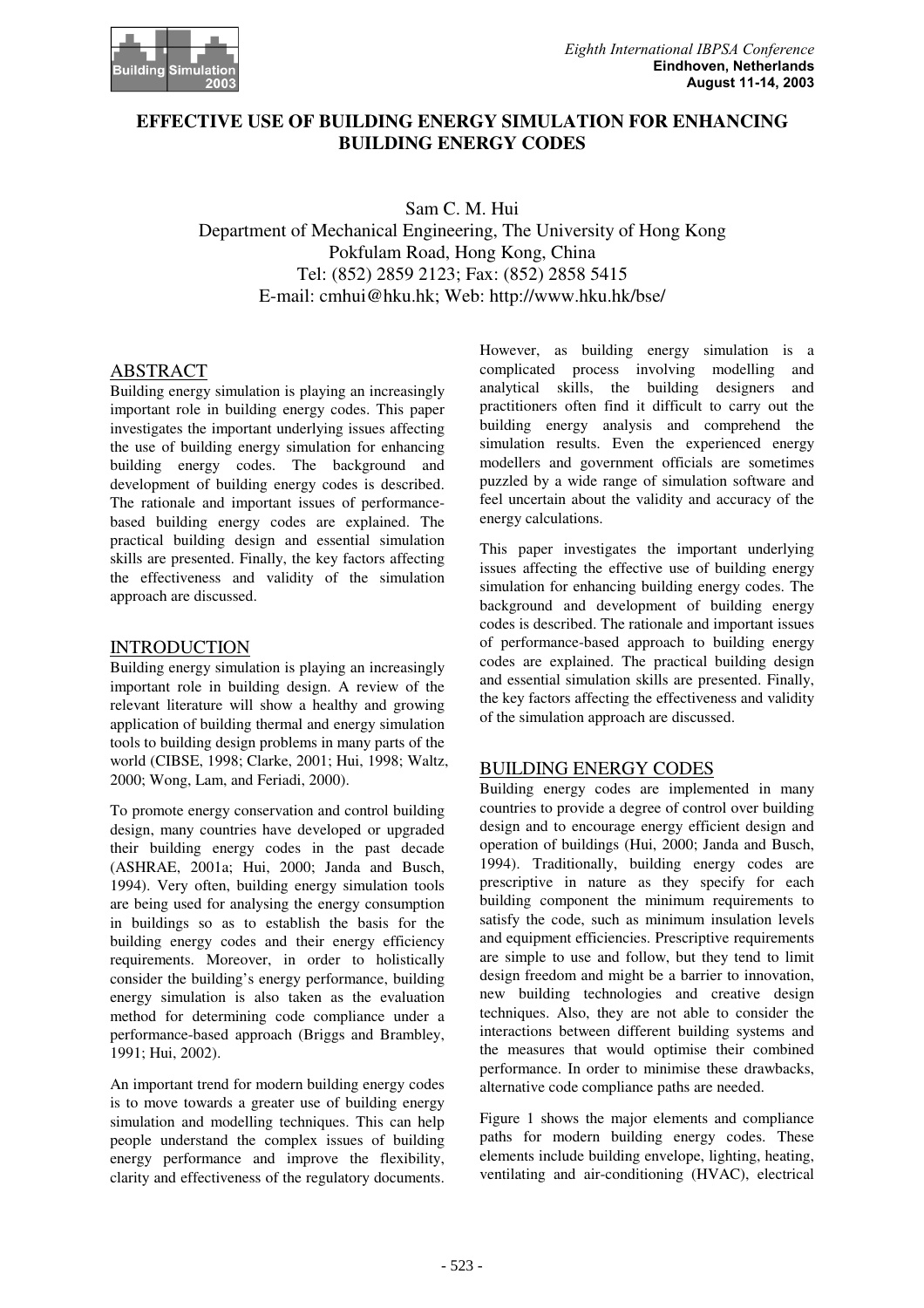# EFFECTIVE USE OF BUILDING ENERGY SIMULATION FOR ENHANCING BUILDING ENERGY CODES

Sam C. M. Hui
Department of Mechanical Engineering, The University of Hong Kong
Pokfulam Road, Hong Kong, China
Tel: (852) 2859 2123; Fax: (852) 2858 5415
E-mail: cmhui@hku.hk; Web: http://www.hku.hk/bse/

## ABSTRACT

Building energy simulation is playing an increasingly important role in building energy codes. This paper investigates the important underlying issues affecting the use of building energy simulation for enhancing building energy codes. The background and development of building energy codes is described. The rationale and important issues of performance-based building energy codes are explained. The practical building design and essential simulation skills are presented. Finally, the key factors affecting the effectiveness and validity of the simulation approach are discussed.

## INTRODUCTION

Building energy simulation is playing an increasingly important role in building design. A review of the relevant literature will show a healthy and growing application of building thermal and energy simulation tools to building design problems in many parts of the world (CIBSE, 1998; Clarke, 2001; Hui, 1998; Waltz, 2000; Wong, Lam, and Feriadi, 2000).

To promote energy conservation and control building design, many countries have developed or upgraded their building energy codes in the past decade (ASHRAE, 2001a; Hui, 2000; Janda and Busch, 1994). Very often, building energy simulation tools are being used for analysing the energy consumption in buildings so as to establish the basis for the building energy codes and their energy efficiency requirements. Moreover, in order to holistically consider the building's energy performance, building energy simulation is also taken as the evaluation method for determining code compliance under a performance-based approach (Briggs and Brambley, 1991; Hui, 2002).

An important trend for modern building energy codes is to move towards a greater use of building energy simulation and modelling techniques. This can help people understand the complex issues of building energy performance and improve the flexibility, clarity and effectiveness of the regulatory documents. However, as building energy simulation is a complicated process involving modelling and analytical skills, the building designers and practitioners often find it difficult to carry out the building energy analysis and comprehend the simulation results. Even the experienced energy modellers and government officials are sometimes puzzled by a wide range of simulation software and feel uncertain about the validity and accuracy of the energy calculations.

This paper investigates the important underlying issues affecting the effective use of building energy simulation for enhancing building energy codes. The background and development of building energy codes is described. The rationale and important issues of performance-based approach to building energy codes are explained. The practical building design and essential simulation skills are presented. Finally, the key factors affecting the effectiveness and validity of the simulation approach are discussed.

## BUILDING ENERGY CODES

Building energy codes are implemented in many countries to provide a degree of control over building design and to encourage energy efficient design and operation of buildings (Hui, 2000; Janda and Busch, 1994). Traditionally, building energy codes are prescriptive in nature as they specify for each building component the minimum requirements to satisfy the code, such as minimum insulation levels and equipment efficiencies. Prescriptive requirements are simple to use and follow, but they tend to limit design freedom and might be a barrier to innovation, new building technologies and creative design techniques. Also, they are not able to consider the interactions between different building systems and the measures that would optimise their combined performance. In order to minimise these drawbacks, alternative code compliance paths are needed.

Figure 1 shows the major elements and compliance paths for modern building energy codes. These elements include building envelope, lighting, heating, ventilating and air-conditioning (HVAC), electrical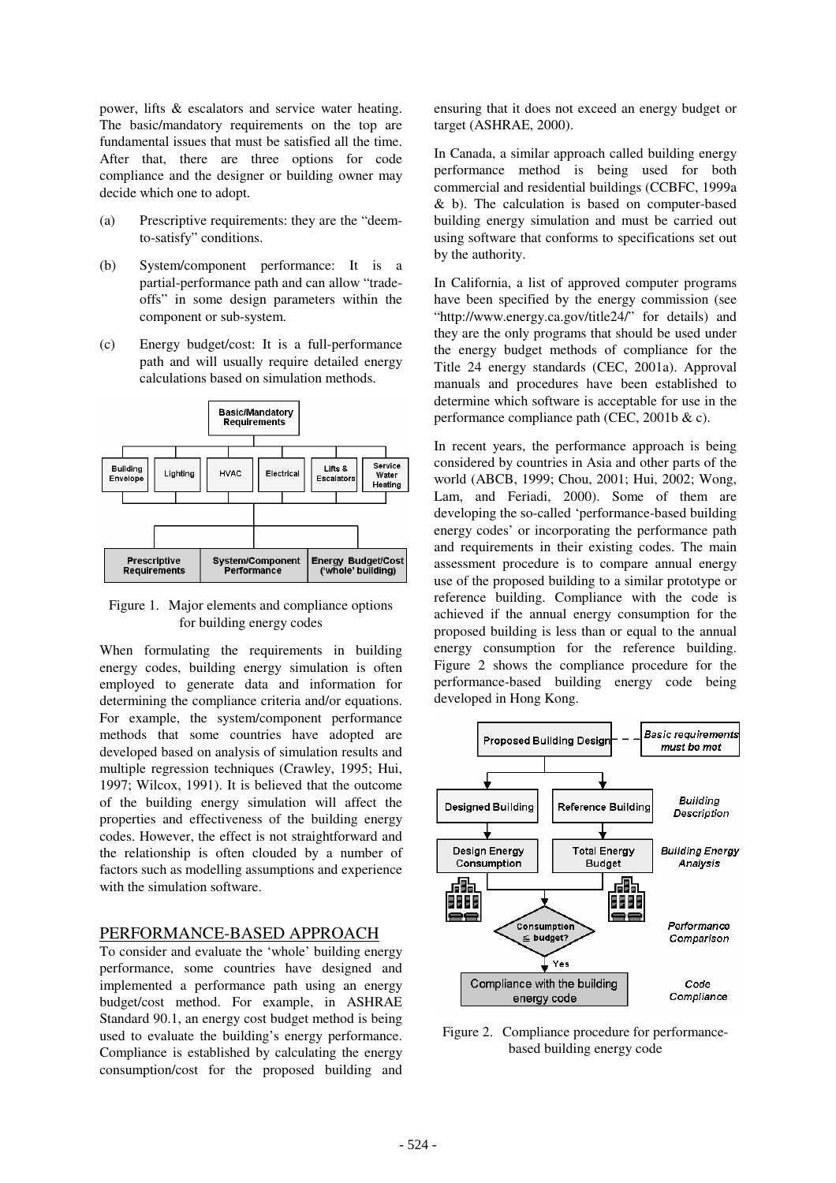power, lifts & escalators and service water heating. The basic/mandatory requirements on the top are fundamental issues that must be satisfied all the time. After that, there are three options for code compliance and the designer or building owner may decide which one to adopt.

(a) Prescriptive requirements: they are the "deem-to-satisfy" conditions.

(b) System/component performance: It is a partial-performance path and can allow "trade-offs" in some design parameters within the component or sub-system.

(c) Energy budget/cost: It is a full-performance path and will usually require detailed energy calculations based on simulation methods.

Figure 1. Major elements and compliance options for building energy codes

When formulating the requirements in building energy codes, building energy simulation is often employed to generate data and information for determining the compliance criteria and/or equations. For example, the system/component performance methods that some countries have adopted are developed based on analysis of simulation results and multiple regression techniques (Crawley, 1995; Hui, 1997; Wilcox, 1991). It is believed that the outcome of the building energy simulation will affect the properties and effectiveness of the building energy codes. However, the effect is not straightforward and the relationship is often clouded by a number of factors such as modelling assumptions and experience with the simulation software.

## PERFORMANCE-BASED APPROACH

To consider and evaluate the 'whole' building energy performance, some countries have designed and implemented a performance path using an energy budget/cost method. For example, in ASHRAE Standard 90.1, an energy cost budget method is being used to evaluate the building's energy performance. Compliance is established by calculating the energy consumption/cost for the proposed building and ensuring that it does not exceed an energy budget or target (ASHRAE, 2000).

In Canada, a similar approach called building energy performance method is being used for both commercial and residential buildings (CCBFC, 1999a & b). The calculation is based on computer-based building energy simulation and must be carried out using software that conforms to specifications set out by the authority.

In California, a list of approved computer programs have been specified by the energy commission (see "http://www.energy.ca.gov/title24/" for details) and they are the only programs that should be used under the energy budget methods of compliance for the Title 24 energy standards (CEC, 2001a). Approval manuals and procedures have been established to determine which software is acceptable for use in the performance compliance path (CEC, 2001b & c).

In recent years, the performance approach is being considered by countries in Asia and other parts of the world (ABCB, 1999; Chou, 2001; Hui, 2002; Wong, Lam, and Feriadi, 2000). Some of them are developing the so-called 'performance-based building energy codes' or incorporating the performance path and requirements in their existing codes. The main assessment procedure is to compare annual energy use of the proposed building to a similar prototype or reference building. Compliance with the code is achieved if the annual energy consumption for the proposed building is less than or equal to the annual energy consumption for the reference building. Figure 2 shows the compliance procedure for the performance-based building energy code being developed in Hong Kong.

Figure 2. Compliance procedure for performance-based building energy code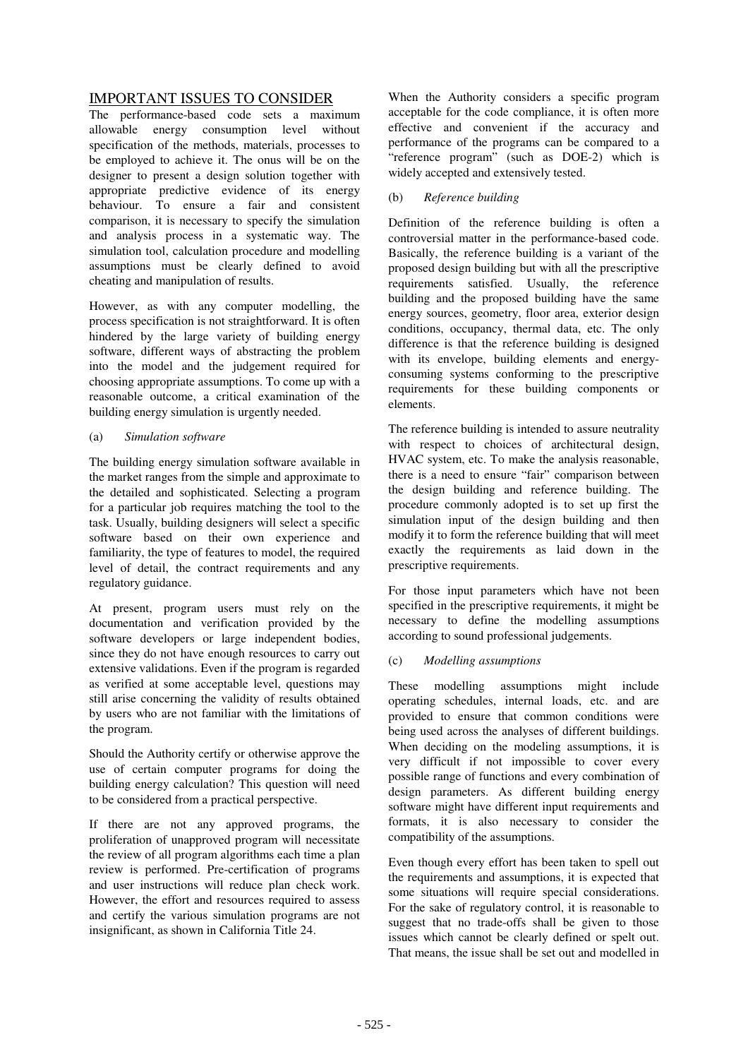## IMPORTANT ISSUES TO CONSIDER

The performance-based code sets a maximum allowable energy consumption level without specification of the methods, materials, processes to be employed to achieve it. The onus will be on the designer to present a design solution together with appropriate predictive evidence of its energy behaviour. To ensure a fair and consistent comparison, it is necessary to specify the simulation and analysis process in a systematic way. The simulation tool, calculation procedure and modelling assumptions must be clearly defined to avoid cheating and manipulation of results.

However, as with any computer modelling, the process specification is not straightforward. It is often hindered by the large variety of building energy software, different ways of abstracting the problem into the model and the judgement required for choosing appropriate assumptions. To come up with a reasonable outcome, a critical examination of the building energy simulation is urgently needed.

(a) *Simulation software*

The building energy simulation software available in the market ranges from the simple and approximate to the detailed and sophisticated. Selecting a program for a particular job requires matching the tool to the task. Usually, building designers will select a specific software based on their own experience and familiarity, the type of features to model, the required level of detail, the contract requirements and any regulatory guidance.

At present, program users must rely on the documentation and verification provided by the software developers or large independent bodies, since they do not have enough resources to carry out extensive validations. Even if the program is regarded as verified at some acceptable level, questions may still arise concerning the validity of results obtained by users who are not familiar with the limitations of the program.

Should the Authority certify or otherwise approve the use of certain computer programs for doing the building energy calculation? This question will need to be considered from a practical perspective.

If there are not any approved programs, the proliferation of unapproved program will necessitate the review of all program algorithms each time a plan review is performed. Pre-certification of programs and user instructions will reduce plan check work. However, the effort and resources required to assess and certify the various simulation programs are not insignificant, as shown in California Title 24.

When the Authority considers a specific program acceptable for the code compliance, it is often more effective and convenient if the accuracy and performance of the programs can be compared to a "reference program" (such as DOE-2) which is widely accepted and extensively tested.

(b) *Reference building*

Definition of the reference building is often a controversial matter in the performance-based code. Basically, the reference building is a variant of the proposed design building but with all the prescriptive requirements satisfied. Usually, the reference building and the proposed building have the same energy sources, geometry, floor area, exterior design conditions, occupancy, thermal data, etc. The only difference is that the reference building is designed with its envelope, building elements and energy-consuming systems conforming to the prescriptive requirements for these building components or elements.

The reference building is intended to assure neutrality with respect to choices of architectural design, HVAC system, etc. To make the analysis reasonable, there is a need to ensure "fair" comparison between the design building and reference building. The procedure commonly adopted is to set up first the simulation input of the design building and then modify it to form the reference building that will meet exactly the requirements as laid down in the prescriptive requirements.

For those input parameters which have not been specified in the prescriptive requirements, it might be necessary to define the modelling assumptions according to sound professional judgements.

(c) *Modelling assumptions*

These modelling assumptions might include operating schedules, internal loads, etc. and are provided to ensure that common conditions were being used across the analyses of different buildings. When deciding on the modeling assumptions, it is very difficult if not impossible to cover every possible range of functions and every combination of design parameters. As different building energy software might have different input requirements and formats, it is also necessary to consider the compatibility of the assumptions.

Even though every effort has been taken to spell out the requirements and assumptions, it is expected that some situations will require special considerations. For the sake of regulatory control, it is reasonable to suggest that no trade-offs shall be given to those issues which cannot be clearly defined or spelt out. That means, the issue shall be set out and modelled in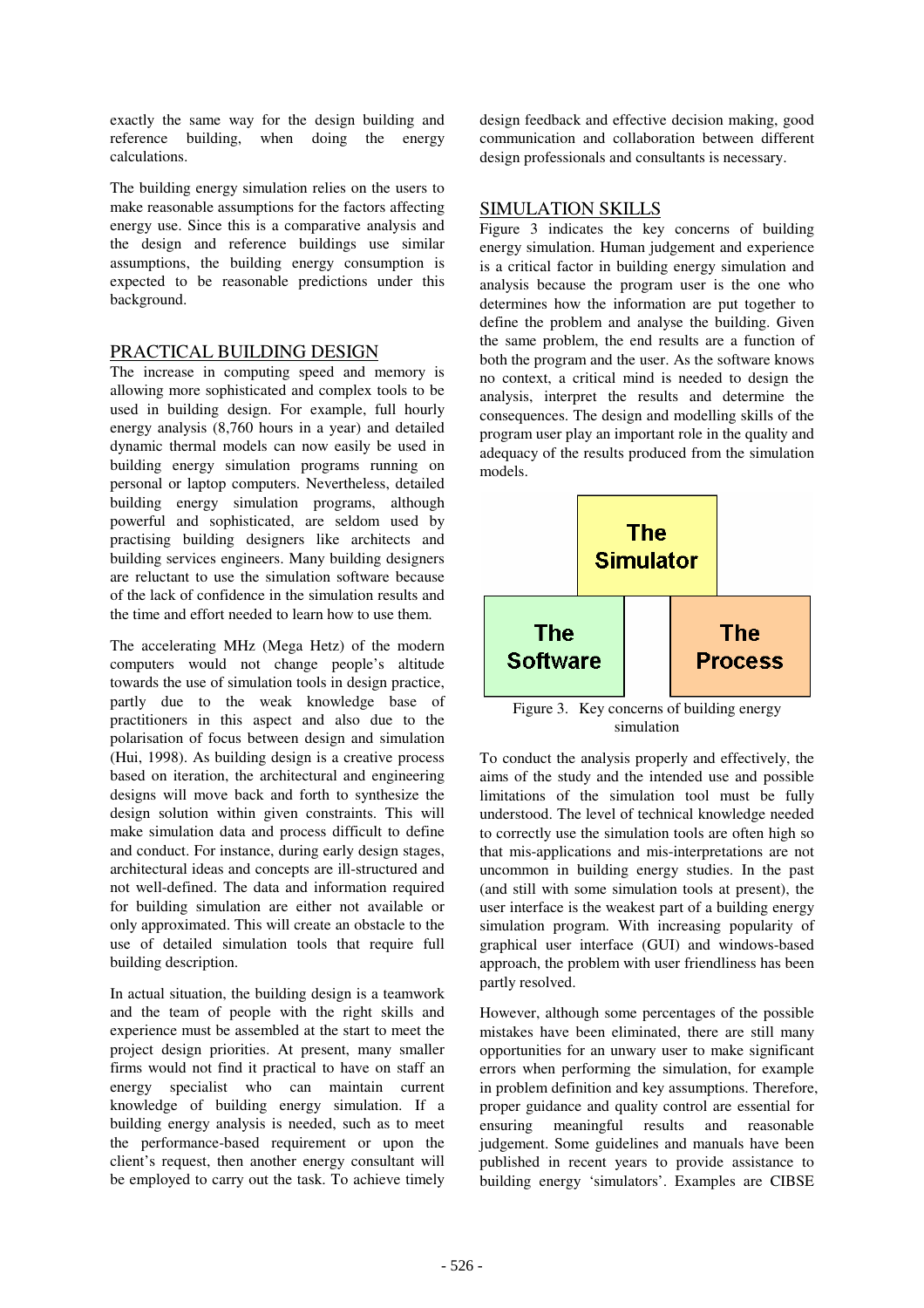exactly the same way for the design building and reference building, when doing the energy calculations.

The building energy simulation relies on the users to make reasonable assumptions for the factors affecting energy use. Since this is a comparative analysis and the design and reference buildings use similar assumptions, the building energy consumption is expected to be reasonable predictions under this background.

## PRACTICAL BUILDING DESIGN

The increase in computing speed and memory is allowing more sophisticated and complex tools to be used in building design. For example, full hourly energy analysis (8,760 hours in a year) and detailed dynamic thermal models can now easily be used in building energy simulation programs running on personal or laptop computers. Nevertheless, detailed building energy simulation programs, although powerful and sophisticated, are seldom used by practising building designers like architects and building services engineers. Many building designers are reluctant to use the simulation software because of the lack of confidence in the simulation results and the time and effort needed to learn how to use them.

The accelerating MHz (Mega Hetz) of the modern computers would not change people's altitude towards the use of simulation tools in design practice, partly due to the weak knowledge base of practitioners in this aspect and also due to the polarisation of focus between design and simulation (Hui, 1998). As building design is a creative process based on iteration, the architectural and engineering designs will move back and forth to synthesize the design solution within given constraints. This will make simulation data and process difficult to define and conduct. For instance, during early design stages, architectural ideas and concepts are ill-structured and not well-defined. The data and information required for building simulation are either not available or only approximated. This will create an obstacle to the use of detailed simulation tools that require full building description.

In actual situation, the building design is a teamwork and the team of people with the right skills and experience must be assembled at the start to meet the project design priorities. At present, many smaller firms would not find it practical to have on staff an energy specialist who can maintain current knowledge of building energy simulation. If a building energy analysis is needed, such as to meet the performance-based requirement or upon the client's request, then another energy consultant will be employed to carry out the task. To achieve timely design feedback and effective decision making, good communication and collaboration between different design professionals and consultants is necessary.

## SIMULATION SKILLS

Figure 3 indicates the key concerns of building energy simulation. Human judgement and experience is a critical factor in building energy simulation and analysis because the program user is the one who determines how the information are put together to define the problem and analyse the building. Given the same problem, the end results are a function of both the program and the user. As the software knows no context, a critical mind is needed to design the analysis, interpret the results and determine the consequences. The design and modelling skills of the program user play an important role in the quality and adequacy of the results produced from the simulation models.

| | The Simulator | |
|---|---|---|
| The Software | | The Process |

Figure 3. Key concerns of building energy simulation

To conduct the analysis properly and effectively, the aims of the study and the intended use and possible limitations of the simulation tool must be fully understood. The level of technical knowledge needed to correctly use the simulation tools are often high so that mis-applications and mis-interpretations are not uncommon in building energy studies. In the past (and still with some simulation tools at present), the user interface is the weakest part of a building energy simulation program. With increasing popularity of graphical user interface (GUI) and windows-based approach, the problem with user friendliness has been partly resolved.

However, although some percentages of the possible mistakes have been eliminated, there are still many opportunities for an unwary user to make significant errors when performing the simulation, for example in problem definition and key assumptions. Therefore, proper guidance and quality control are essential for ensuring meaningful results and reasonable judgement. Some guidelines and manuals have been published in recent years to provide assistance to building energy 'simulators'. Examples are CIBSE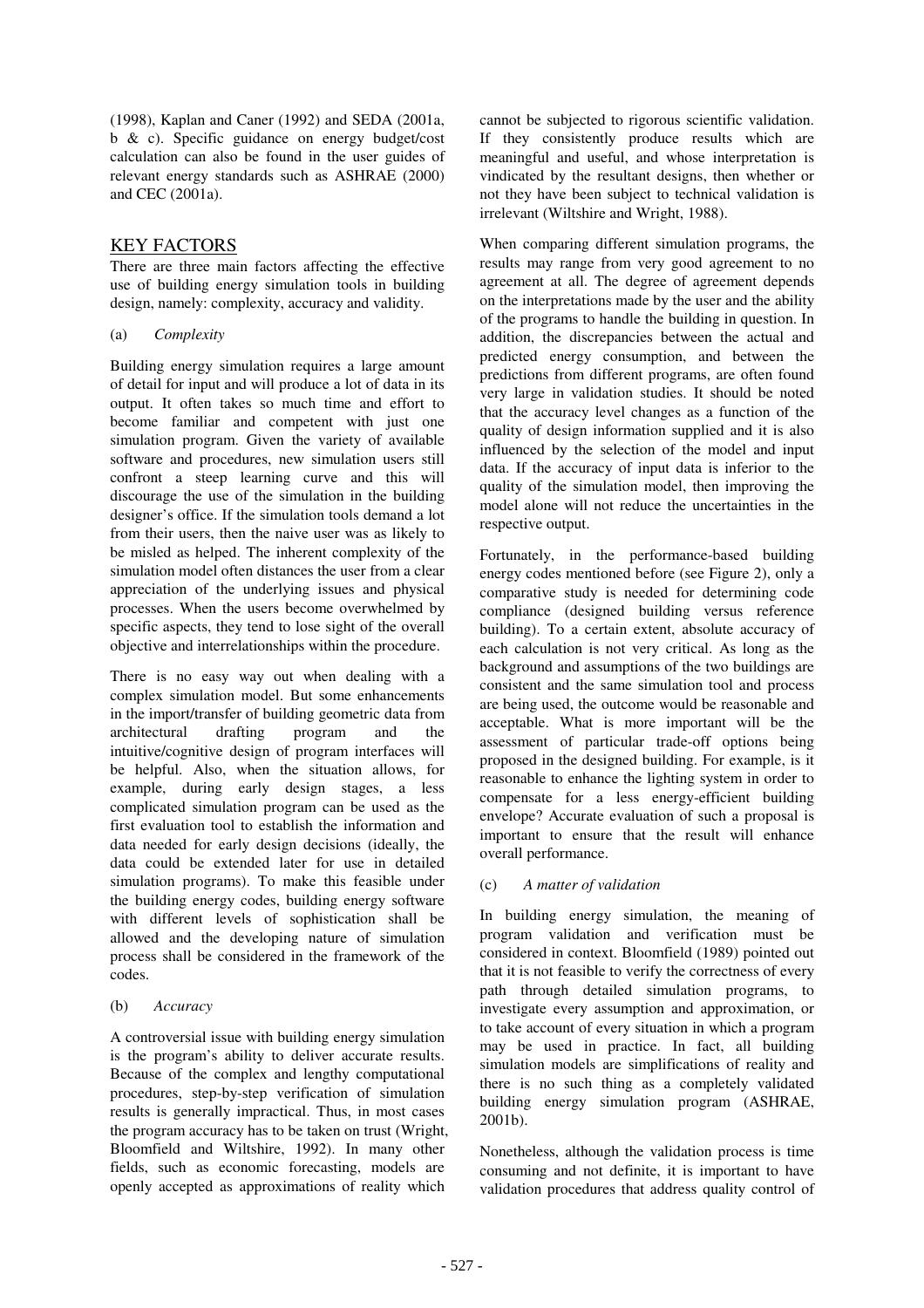(1998), Kaplan and Caner (1992) and SEDA (2001a, b & c). Specific guidance on energy budget/cost calculation can also be found in the user guides of relevant energy standards such as ASHRAE (2000) and CEC (2001a).

## KEY FACTORS

There are three main factors affecting the effective use of building energy simulation tools in building design, namely: complexity, accuracy and validity.

### (a) *Complexity*

Building energy simulation requires a large amount of detail for input and will produce a lot of data in its output. It often takes so much time and effort to become familiar and competent with just one simulation program. Given the variety of available software and procedures, new simulation users still confront a steep learning curve and this will discourage the use of the simulation in the building designer's office. If the simulation tools demand a lot from their users, then the naive user was as likely to be misled as helped. The inherent complexity of the simulation model often distances the user from a clear appreciation of the underlying issues and physical processes. When the users become overwhelmed by specific aspects, they tend to lose sight of the overall objective and interrelationships within the procedure.

There is no easy way out when dealing with a complex simulation model. But some enhancements in the import/transfer of building geometric data from architectural drafting program and the intuitive/cognitive design of program interfaces will be helpful. Also, when the situation allows, for example, during early design stages, a less complicated simulation program can be used as the first evaluation tool to establish the information and data needed for early design decisions (ideally, the data could be extended later for use in detailed simulation programs). To make this feasible under the building energy codes, building energy software with different levels of sophistication shall be allowed and the developing nature of simulation process shall be considered in the framework of the codes.

### (b) *Accuracy*

A controversial issue with building energy simulation is the program's ability to deliver accurate results. Because of the complex and lengthy computational procedures, step-by-step verification of simulation results is generally impractical. Thus, in most cases the program accuracy has to be taken on trust (Wright, Bloomfield and Wiltshire, 1992). In many other fields, such as economic forecasting, models are openly accepted as approximations of reality which cannot be subjected to rigorous scientific validation. If they consistently produce results which are meaningful and useful, and whose interpretation is vindicated by the resultant designs, then whether or not they have been subject to technical validation is irrelevant (Wiltshire and Wright, 1988).

When comparing different simulation programs, the results may range from very good agreement to no agreement at all. The degree of agreement depends on the interpretations made by the user and the ability of the programs to handle the building in question. In addition, the discrepancies between the actual and predicted energy consumption, and between the predictions from different programs, are often found very large in validation studies. It should be noted that the accuracy level changes as a function of the quality of design information supplied and it is also influenced by the selection of the model and input data. If the accuracy of input data is inferior to the quality of the simulation model, then improving the model alone will not reduce the uncertainties in the respective output.

Fortunately, in the performance-based building energy codes mentioned before (see Figure 2), only a comparative study is needed for determining code compliance (designed building versus reference building). To a certain extent, absolute accuracy of each calculation is not very critical. As long as the background and assumptions of the two buildings are consistent and the same simulation tool and process are being used, the outcome would be reasonable and acceptable. What is more important will be the assessment of particular trade-off options being proposed in the designed building. For example, is it reasonable to enhance the lighting system in order to compensate for a less energy-efficient building envelope? Accurate evaluation of such a proposal is important to ensure that the result will enhance overall performance.

### (c) *A matter of validation*

In building energy simulation, the meaning of program validation and verification must be considered in context. Bloomfield (1989) pointed out that it is not feasible to verify the correctness of every path through detailed simulation programs, to investigate every assumption and approximation, or to take account of every situation in which a program may be used in practice. In fact, all building simulation models are simplifications of reality and there is no such thing as a completely validated building energy simulation program (ASHRAE, 2001b).

Nonetheless, although the validation process is time consuming and not definite, it is important to have validation procedures that address quality control of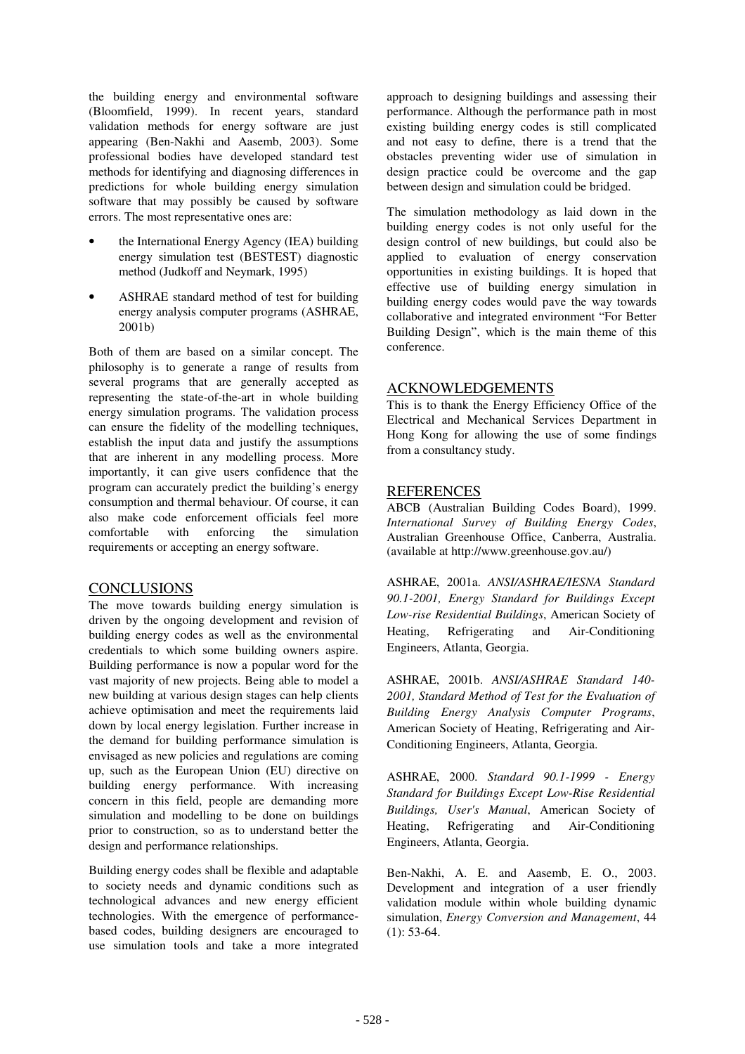the building energy and environmental software (Bloomfield, 1999). In recent years, standard validation methods for energy software are just appearing (Ben-Nakhi and Aasemb, 2003). Some professional bodies have developed standard test methods for identifying and diagnosing differences in predictions for whole building energy simulation software that may possibly be caused by software errors. The most representative ones are:

- the International Energy Agency (IEA) building energy simulation test (BESTEST) diagnostic method (Judkoff and Neymark, 1995)
- ASHRAE standard method of test for building energy analysis computer programs (ASHRAE, 2001b)

Both of them are based on a similar concept. The philosophy is to generate a range of results from several programs that are generally accepted as representing the state-of-the-art in whole building energy simulation programs. The validation process can ensure the fidelity of the modelling techniques, establish the input data and justify the assumptions that are inherent in any modelling process. More importantly, it can give users confidence that the program can accurately predict the building's energy consumption and thermal behaviour. Of course, it can also make code enforcement officials feel more comfortable with enforcing the simulation requirements or accepting an energy software.

## CONCLUSIONS

The move towards building energy simulation is driven by the ongoing development and revision of building energy codes as well as the environmental credentials to which some building owners aspire. Building performance is now a popular word for the vast majority of new projects. Being able to model a new building at various design stages can help clients achieve optimisation and meet the requirements laid down by local energy legislation. Further increase in the demand for building performance simulation is envisaged as new policies and regulations are coming up, such as the European Union (EU) directive on building energy performance. With increasing concern in this field, people are demanding more simulation and modelling to be done on buildings prior to construction, so as to understand better the design and performance relationships.

Building energy codes shall be flexible and adaptable to society needs and dynamic conditions such as technological advances and new energy efficient technologies. With the emergence of performance-based codes, building designers are encouraged to use simulation tools and take a more integrated approach to designing buildings and assessing their performance. Although the performance path in most existing building energy codes is still complicated and not easy to define, there is a trend that the obstacles preventing wider use of simulation in design practice could be overcome and the gap between design and simulation could be bridged.

The simulation methodology as laid down in the building energy codes is not only useful for the design control of new buildings, but could also be applied to evaluation of energy conservation opportunities in existing buildings. It is hoped that effective use of building energy simulation in building energy codes would pave the way towards collaborative and integrated environment "For Better Building Design", which is the main theme of this conference.

## ACKNOWLEDGEMENTS

This is to thank the Energy Efficiency Office of the Electrical and Mechanical Services Department in Hong Kong for allowing the use of some findings from a consultancy study.

## REFERENCES

ABCB (Australian Building Codes Board), 1999. *International Survey of Building Energy Codes*, Australian Greenhouse Office, Canberra, Australia. (available at http://www.greenhouse.gov.au/)

ASHRAE, 2001a. *ANSI/ASHRAE/IESNA Standard 90.1-2001, Energy Standard for Buildings Except Low-rise Residential Buildings*, American Society of Heating, Refrigerating and Air-Conditioning Engineers, Atlanta, Georgia.

ASHRAE, 2001b. *ANSI/ASHRAE Standard 140-2001, Standard Method of Test for the Evaluation of Building Energy Analysis Computer Programs*, American Society of Heating, Refrigerating and Air-Conditioning Engineers, Atlanta, Georgia.

ASHRAE, 2000. *Standard 90.1-1999 - Energy Standard for Buildings Except Low-Rise Residential Buildings, User's Manual*, American Society of Heating, Refrigerating and Air-Conditioning Engineers, Atlanta, Georgia.

Ben-Nakhi, A. E. and Aasemb, E. O., 2003. Development and integration of a user friendly validation module within whole building dynamic simulation, *Energy Conversion and Management*, 44 (1): 53-64.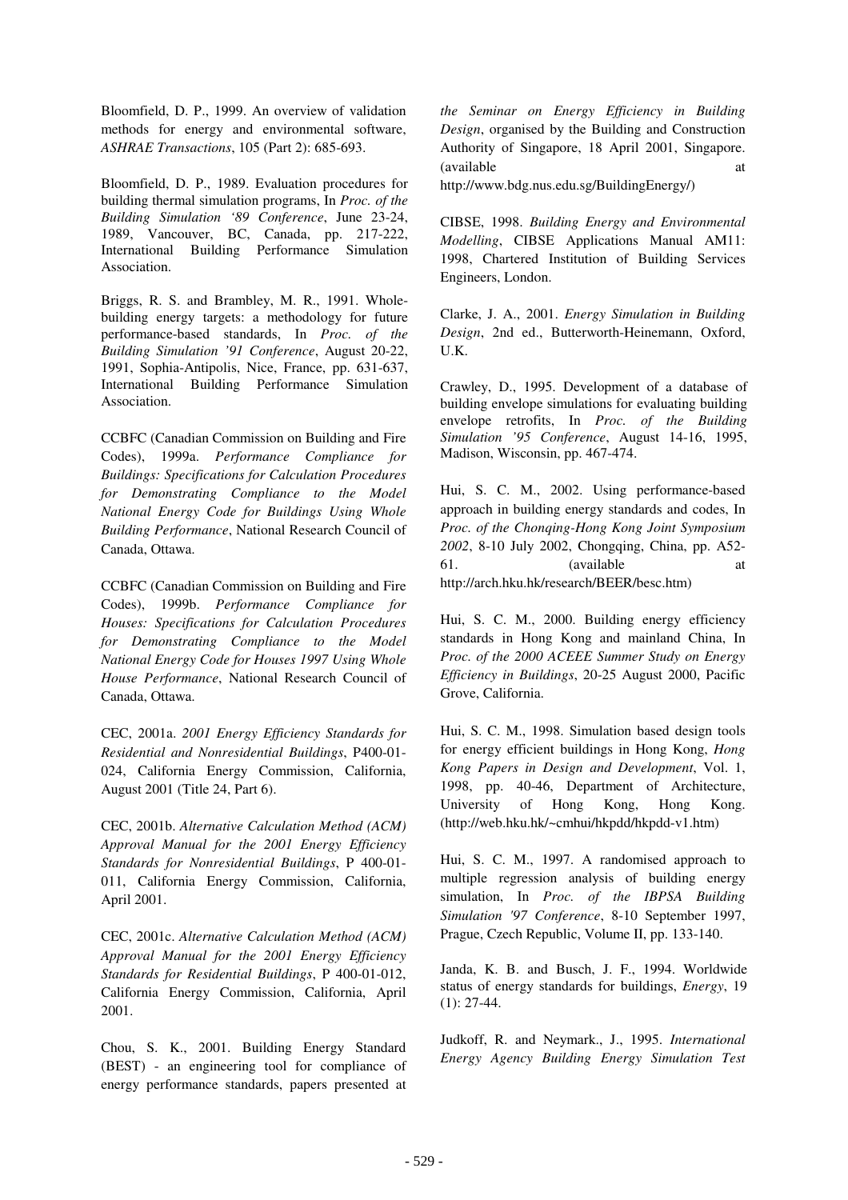Bloomfield, D. P., 1999. An overview of validation methods for energy and environmental software, *ASHRAE Transactions*, 105 (Part 2): 685-693.

Bloomfield, D. P., 1989. Evaluation procedures for building thermal simulation programs, In *Proc. of the Building Simulation '89 Conference*, June 23-24, 1989, Vancouver, BC, Canada, pp. 217-222, International Building Performance Simulation Association.

Briggs, R. S. and Brambley, M. R., 1991. Whole-building energy targets: a methodology for future performance-based standards, In *Proc. of the Building Simulation '91 Conference*, August 20-22, 1991, Sophia-Antipolis, Nice, France, pp. 631-637, International Building Performance Simulation Association.

CCBFC (Canadian Commission on Building and Fire Codes), 1999a. *Performance Compliance for Buildings: Specifications for Calculation Procedures for Demonstrating Compliance to the Model National Energy Code for Buildings Using Whole Building Performance*, National Research Council of Canada, Ottawa.

CCBFC (Canadian Commission on Building and Fire Codes), 1999b. *Performance Compliance for Houses: Specifications for Calculation Procedures for Demonstrating Compliance to the Model National Energy Code for Houses 1997 Using Whole House Performance*, National Research Council of Canada, Ottawa.

CEC, 2001a. *2001 Energy Efficiency Standards for Residential and Nonresidential Buildings*, P400-01-024, California Energy Commission, California, August 2001 (Title 24, Part 6).

CEC, 2001b. *Alternative Calculation Method (ACM) Approval Manual for the 2001 Energy Efficiency Standards for Nonresidential Buildings*, P 400-01-011, California Energy Commission, California, April 2001.

CEC, 2001c. *Alternative Calculation Method (ACM) Approval Manual for the 2001 Energy Efficiency Standards for Residential Buildings*, P 400-01-012, California Energy Commission, California, April 2001.

Chou, S. K., 2001. Building Energy Standard (BEST) - an engineering tool for compliance of energy performance standards, papers presented at *the Seminar on Energy Efficiency in Building Design*, organised by the Building and Construction Authority of Singapore, 18 April 2001, Singapore. (available at http://www.bdg.nus.edu.sg/BuildingEnergy/)

CIBSE, 1998. *Building Energy and Environmental Modelling*, CIBSE Applications Manual AM11: 1998, Chartered Institution of Building Services Engineers, London.

Clarke, J. A., 2001. *Energy Simulation in Building Design*, 2nd ed., Butterworth-Heinemann, Oxford, U.K.

Crawley, D., 1995. Development of a database of building envelope simulations for evaluating building envelope retrofits, In *Proc. of the Building Simulation '95 Conference*, August 14-16, 1995, Madison, Wisconsin, pp. 467-474.

Hui, S. C. M., 2002. Using performance-based approach in building energy standards and codes, In *Proc. of the Chonqing-Hong Kong Joint Symposium 2002*, 8-10 July 2002, Chongqing, China, pp. A52-61. (available at http://arch.hku.hk/research/BEER/besc.htm)

Hui, S. C. M., 2000. Building energy efficiency standards in Hong Kong and mainland China, In *Proc. of the 2000 ACEEE Summer Study on Energy Efficiency in Buildings*, 20-25 August 2000, Pacific Grove, California.

Hui, S. C. M., 1998. Simulation based design tools for energy efficient buildings in Hong Kong, *Hong Kong Papers in Design and Development*, Vol. 1, 1998, pp. 40-46, Department of Architecture, University of Hong Kong, Hong Kong. (http://web.hku.hk/~cmhui/hkpdd/hkpdd-v1.htm)

Hui, S. C. M., 1997. A randomised approach to multiple regression analysis of building energy simulation, In *Proc. of the IBPSA Building Simulation '97 Conference*, 8-10 September 1997, Prague, Czech Republic, Volume II, pp. 133-140.

Janda, K. B. and Busch, J. F., 1994. Worldwide status of energy standards for buildings, *Energy*, 19 (1): 27-44.

Judkoff, R. and Neymark., J., 1995. *International Energy Agency Building Energy Simulation Test*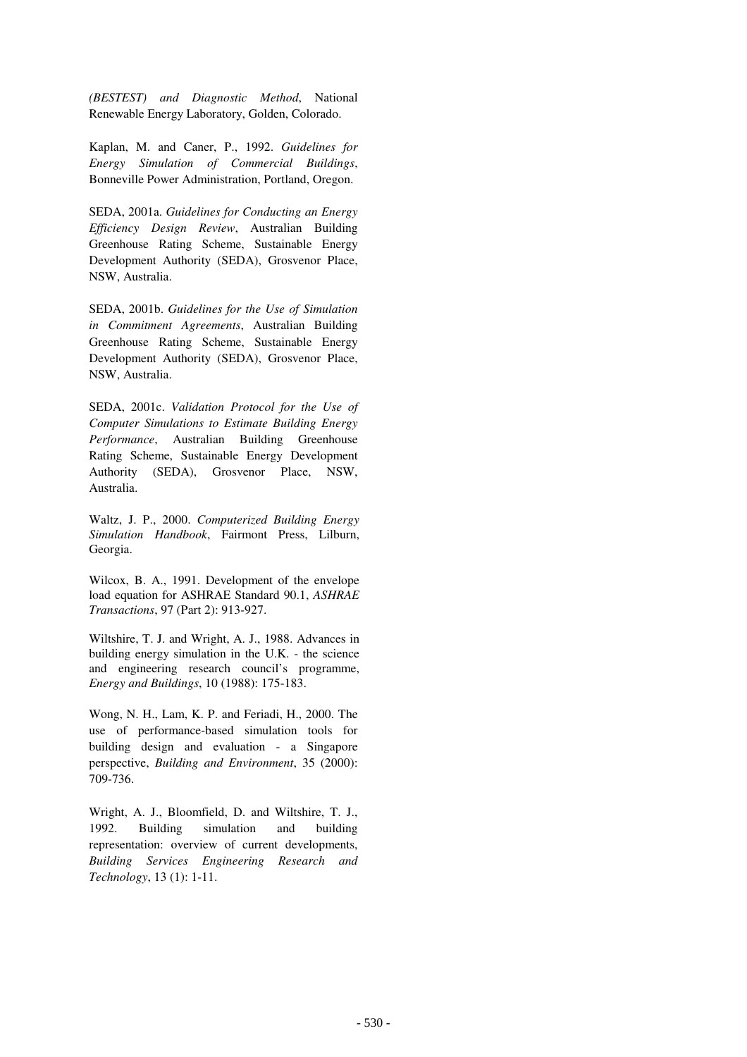*(BESTEST) and Diagnostic Method*, National Renewable Energy Laboratory, Golden, Colorado.

Kaplan, M. and Caner, P., 1992. *Guidelines for Energy Simulation of Commercial Buildings*, Bonneville Power Administration, Portland, Oregon.

SEDA, 2001a. *Guidelines for Conducting an Energy Efficiency Design Review*, Australian Building Greenhouse Rating Scheme, Sustainable Energy Development Authority (SEDA), Grosvenor Place, NSW, Australia.

SEDA, 2001b. *Guidelines for the Use of Simulation in Commitment Agreements*, Australian Building Greenhouse Rating Scheme, Sustainable Energy Development Authority (SEDA), Grosvenor Place, NSW, Australia.

SEDA, 2001c. *Validation Protocol for the Use of Computer Simulations to Estimate Building Energy Performance*, Australian Building Greenhouse Rating Scheme, Sustainable Energy Development Authority (SEDA), Grosvenor Place, NSW, Australia.

Waltz, J. P., 2000. *Computerized Building Energy Simulation Handbook*, Fairmont Press, Lilburn, Georgia.

Wilcox, B. A., 1991. Development of the envelope load equation for ASHRAE Standard 90.1, *ASHRAE Transactions*, 97 (Part 2): 913-927.

Wiltshire, T. J. and Wright, A. J., 1988. Advances in building energy simulation in the U.K. - the science and engineering research council's programme, *Energy and Buildings*, 10 (1988): 175-183.

Wong, N. H., Lam, K. P. and Feriadi, H., 2000. The use of performance-based simulation tools for building design and evaluation - a Singapore perspective, *Building and Environment*, 35 (2000): 709-736.

Wright, A. J., Bloomfield, D. and Wiltshire, T. J., 1992. Building simulation and building representation: overview of current developments, *Building Services Engineering Research and Technology*, 13 (1): 1-11.